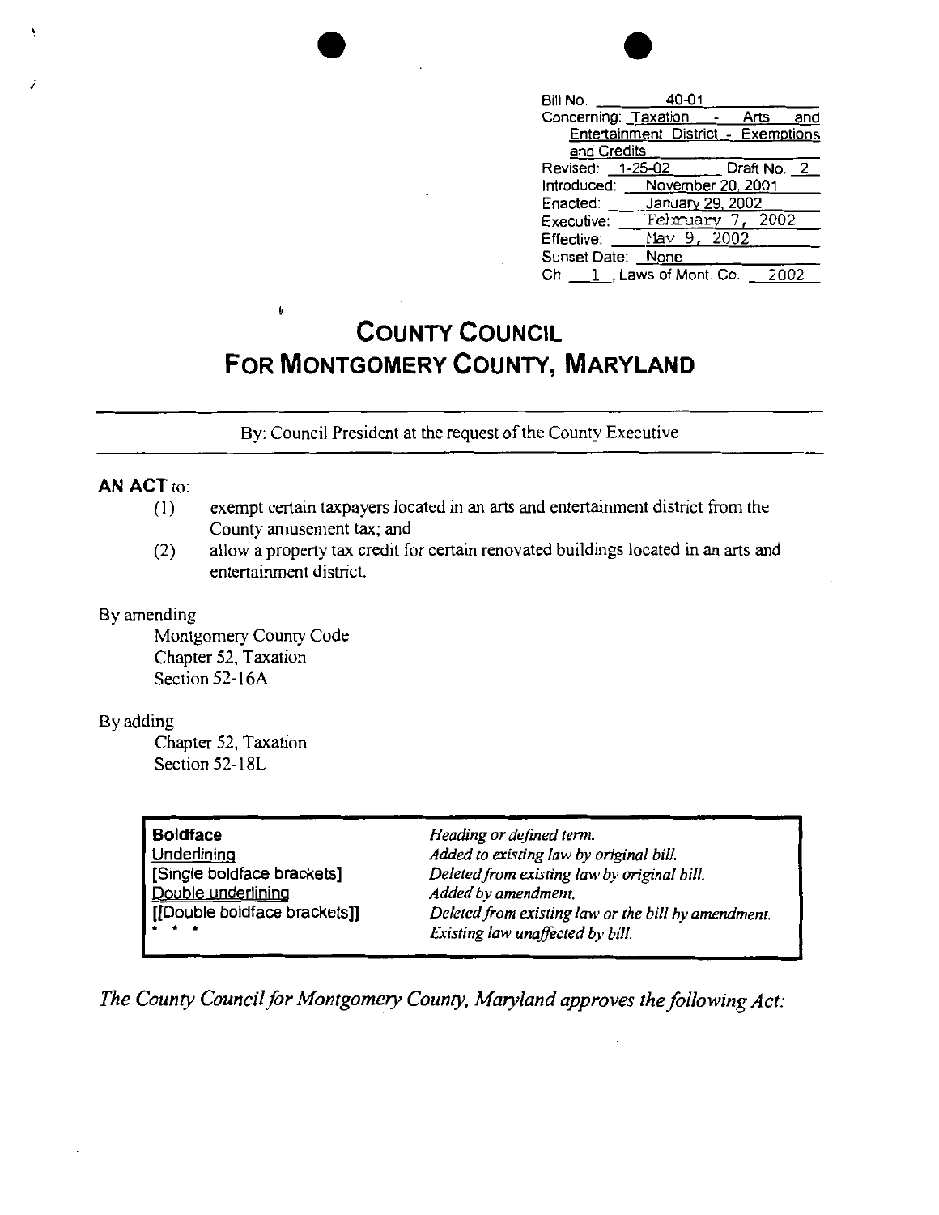| | |
|---|---|
| Bill No. | 40-01 |
| Concerning: | Taxation - Arts and Entertainment District - Exemptions and Credits |
| Revised: 1-25-02 | Draft No. 2 |
| Introduced: | November 20, 2001 |
| Enacted: | January 29, 2002 |
| Executive: | February 7, 2002 |
| Effective: | May 9, 2002 |
| Sunset Date: | None |
| Ch. 1, Laws of Mont. Co. | 2002 |

# COUNTY COUNCIL FOR MONTGOMERY COUNTY, MARYLAND

By: Council President at the request of the County Executive

**AN ACT** to:

(1) exempt certain taxpayers located in an arts and entertainment district from the County amusement tax; and

(2) allow a property tax credit for certain renovated buildings located in an arts and entertainment district.

By amending

Montgomery County Code
Chapter 52, Taxation
Section 52-16A

By adding

Chapter 52, Taxation
Section 52-18L

| | |
|---|---|
| **Boldface** | *Heading or defined term.* |
| Underlining | *Added to existing law by original bill.* |
| [Single boldface brackets] | *Deleted from existing law by original bill.* |
| Double underlining | *Added by amendment.* |
| [[Double boldface brackets]] | *Deleted from existing law or the bill by amendment.* |
| * * * | *Existing law unaffected by bill.* |

*The County Council for Montgomery County, Maryland approves the following Act:*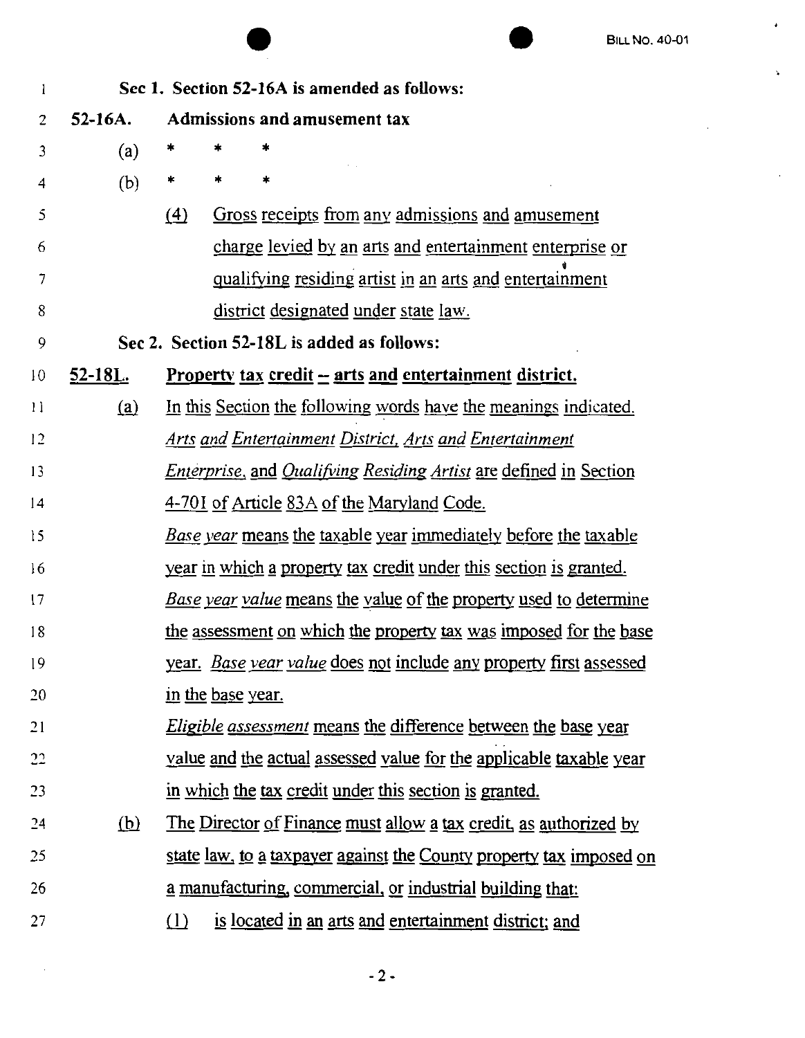Sec 1. **Section 52-16A is amended as follows:**

**52-16A. Admissions and amusement tax**

(a) * * *

(b) * * *

(4) Gross receipts from any admissions and amusement charge levied by an arts and entertainment enterprise or qualifying residing artist in an arts and entertainment district designated under state law.

**Sec 2. Section 52-18L is added as follows:**

**52-18L. Property tax credit – arts and entertainment district.**

(a) In this Section the following words have the meanings indicated.

*Arts and Entertainment District*, *Arts and Entertainment Enterprise*, and *Qualifying Residing Artist* are defined in Section 4-701 of Article 83A of the Maryland Code.

*Base year* means the taxable year immediately before the taxable year in which a property tax credit under this section is granted.

*Base year value* means the value of the property used to determine the assessment on which the property tax was imposed for the base year. *Base year value* does not include any property first assessed in the base year.

*Eligible assessment* means the difference between the base year value and the actual assessed value for the applicable taxable year in which the tax credit under this section is granted.

(b) The Director of Finance must allow a tax credit, as authorized by state law, to a taxpayer against the County property tax imposed on a manufacturing, commercial, or industrial building that:

(1) is located in an arts and entertainment district; and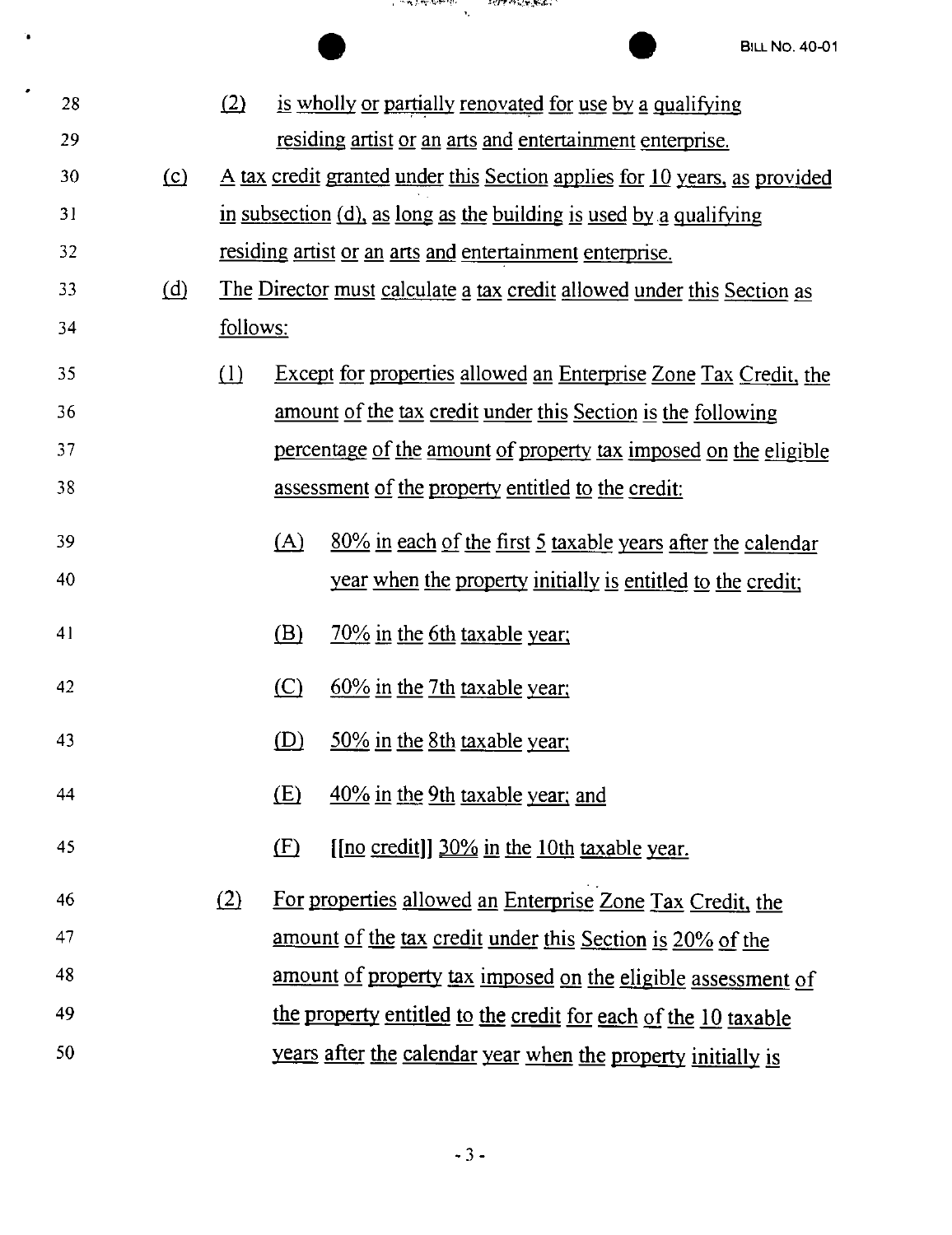28 (2) is wholly or partially renovated for use by a qualifying
29 residing artist or an arts and entertainment enterprise.

30 (c) A tax credit granted under this Section applies for 10 years, as provided
31 in subsection (d), as long as the building is used by a qualifying
32 residing artist or an arts and entertainment enterprise.

33 (d) The Director must calculate a tax credit allowed under this Section as
34 follows:

35 (1) Except for properties allowed an Enterprise Zone Tax Credit, the
36 amount of the tax credit under this Section is the following
37 percentage of the amount of property tax imposed on the eligible
38 assessment of the property entitled to the credit:

39 (A) 80% in each of the first 5 taxable years after the calendar
40 year when the property initially is entitled to the credit;

41 (B) 70% in the 6th taxable year;

42 (C) 60% in the 7th taxable year;

43 (D) 50% in the 8th taxable year;

44 (E) 40% in the 9th taxable year; and

45 (F) [[no credit]] 30% in the 10th taxable year.

46 (2) For properties allowed an Enterprise Zone Tax Credit, the
47 amount of the tax credit under this Section is 20% of the
48 amount of property tax imposed on the eligible assessment of
49 the property entitled to the credit for each of the 10 taxable
50 years after the calendar year when the property initially is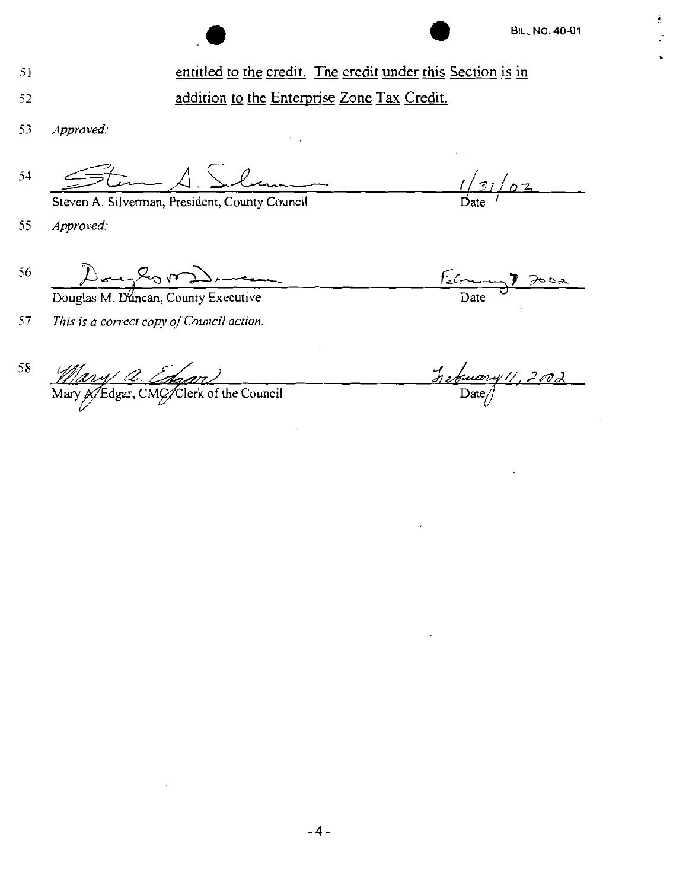51 entitled to the credit. The credit under this Section is in

52 addition to the Enterprise Zone Tax Credit.

53 *Approved:*

54 [Signature]

Steven A. Silverman, President, County Council — Date: 1/31/02

55 *Approved:*

56 [Signature]

Douglas M. Duncan, County Executive — Date: February 7, 2002

57 *This is a correct copy of Council action.*

58 [Signature]

Mary A. Edgar, CMC, Clerk of the Council — Date: February 11, 2002